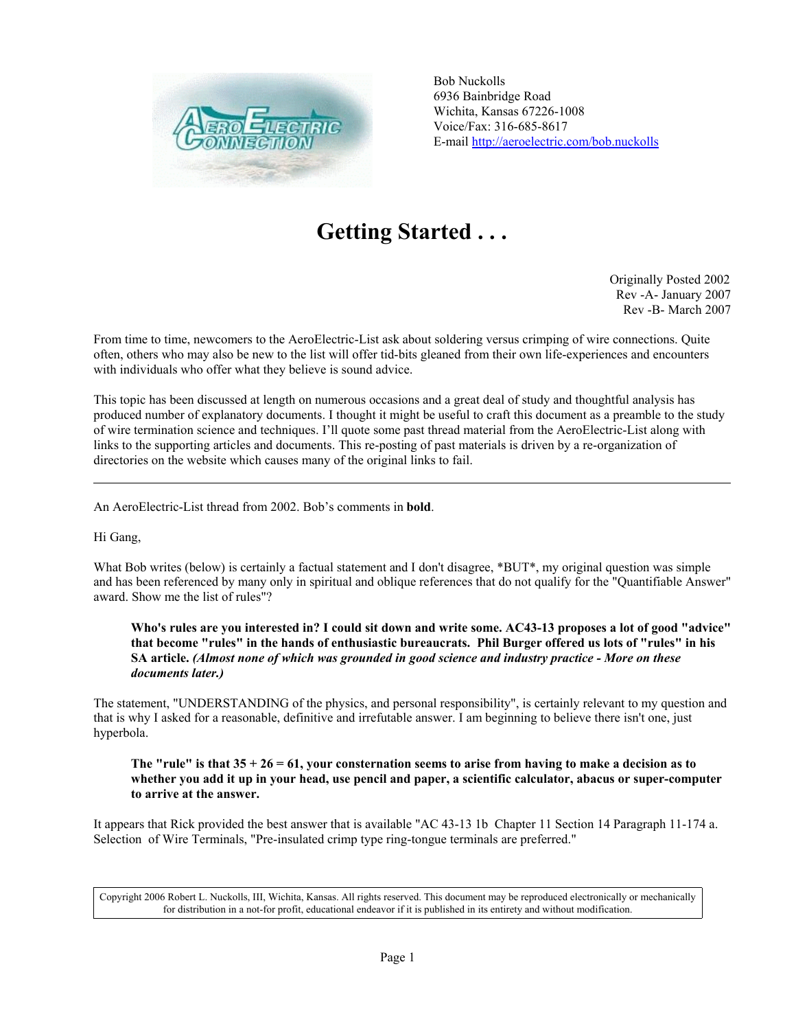Bob Nuckolls
6936 Bainbridge Road
Wichita, Kansas 67226-1008
Voice/Fax: 316-685-8617
E-mail http://aeroelectric.com/bob.nuckolls

# Getting Started . . .

Originally Posted 2002
Rev -A- January 2007
Rev -B- March 2007

From time to time, newcomers to the AeroElectric-List ask about soldering versus crimping of wire connections. Quite often, others who may also be new to the list will offer tid-bits gleaned from their own life-experiences and encounters with individuals who offer what they believe is sound advice.

This topic has been discussed at length on numerous occasions and a great deal of study and thoughtful analysis has produced number of explanatory documents. I thought it might be useful to craft this document as a preamble to the study of wire termination science and techniques. I'll quote some past thread material from the AeroElectric-List along with links to the supporting articles and documents. This re-posting of past materials is driven by a re-organization of directories on the website which causes many of the original links to fail.

---

An AeroElectric-List thread from 2002. Bob's comments in **bold**.

Hi Gang,

What Bob writes (below) is certainly a factual statement and I don't disagree, *BUT*, my original question was simple and has been referenced by many only in spiritual and oblique references that do not qualify for the "Quantifiable Answer" award. Show me the list of rules"?

> **Who's rules are you interested in? I could sit down and write some. AC43-13 proposes a lot of good "advice" that become "rules" in the hands of enthusiastic bureaucrats. Phil Burger offered us lots of "rules" in his SA article.** ***(Almost none of which was grounded in good science and industry practice - More on these documents later.)***

The statement, "UNDERSTANDING of the physics, and personal responsibility", is certainly relevant to my question and that is why I asked for a reasonable, definitive and irrefutable answer. I am beginning to believe there isn't one, just hyperbola.

> **The "rule" is that 35 + 26 = 61, your consternation seems to arise from having to make a decision as to whether you add it up in your head, use pencil and paper, a scientific calculator, abacus or super-computer to arrive at the answer.**

It appears that Rick provided the best answer that is available "AC 43-13 1b Chapter 11 Section 14 Paragraph 11-174 a. Selection of Wire Terminals, "Pre-insulated crimp type ring-tongue terminals are preferred."

Copyright 2006 Robert L. Nuckolls, III, Wichita, Kansas. All rights reserved. This document may be reproduced electronically or mechanically for distribution in a not-for profit, educational endeavor if it is published in its entirety and without modification.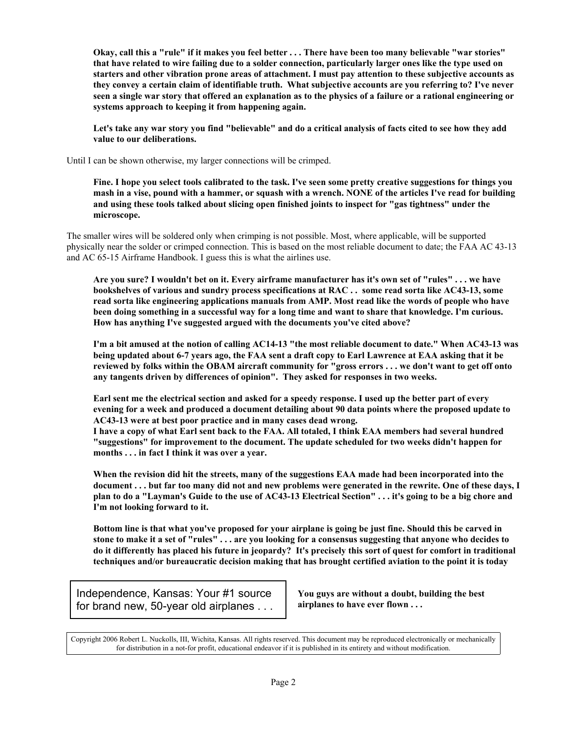**Okay, call this a "rule" if it makes you feel better . . . There have been too many believable "war stories" that have related to wire failing due to a solder connection, particularly larger ones like the type used on starters and other vibration prone areas of attachment. I must pay attention to these subjective accounts as they convey a certain claim of identifiable truth. What subjective accounts are you referring to? I've never seen a single war story that offered an explanation as to the physics of a failure or a rational engineering or systems approach to keeping it from happening again.**

**Let's take any war story you find "believable" and do a critical analysis of facts cited to see how they add value to our deliberations.**

Until I can be shown otherwise, my larger connections will be crimped.

**Fine. I hope you select tools calibrated to the task. I've seen some pretty creative suggestions for things you mash in a vise, pound with a hammer, or squash with a wrench. NONE of the articles I've read for building and using these tools talked about slicing open finished joints to inspect for "gas tightness" under the microscope.**

The smaller wires will be soldered only when crimping is not possible. Most, where applicable, will be supported physically near the solder or crimped connection. This is based on the most reliable document to date; the FAA AC 43-13 and AC 65-15 Airframe Handbook. I guess this is what the airlines use.

**Are you sure? I wouldn't bet on it. Every airframe manufacturer has it's own set of "rules" . . . we have bookshelves of various and sundry process specifications at RAC . . some read sorta like AC43-13, some read sorta like engineering applications manuals from AMP. Most read like the words of people who have been doing something in a successful way for a long time and want to share that knowledge. I'm curious. How has anything I've suggested argued with the documents you've cited above?**

**I'm a bit amused at the notion of calling AC14-13 "the most reliable document to date." When AC43-13 was being updated about 6-7 years ago, the FAA sent a draft copy to Earl Lawrence at EAA asking that it be reviewed by folks within the OBAM aircraft community for "gross errors . . . we don't want to get off onto any tangents driven by differences of opinion". They asked for responses in two weeks.**

**Earl sent me the electrical section and asked for a speedy response. I used up the better part of every evening for a week and produced a document detailing about 90 data points where the proposed update to AC43-13 were at best poor practice and in many cases dead wrong.**
**I have a copy of what Earl sent back to the FAA. All totaled, I think EAA members had several hundred "suggestions" for improvement to the document. The update scheduled for two weeks didn't happen for months . . . in fact I think it was over a year.**

**When the revision did hit the streets, many of the suggestions EAA made had been incorporated into the document . . . but far too many did not and new problems were generated in the rewrite. One of these days, I plan to do a "Layman's Guide to the use of AC43-13 Electrical Section" . . . it's going to be a big chore and I'm not looking forward to it.**

**Bottom line is that what you've proposed for your airplane is going be just fine. Should this be carved in stone to make it a set of "rules" . . . are you looking for a consensus suggesting that anyone who decides to do it differently has placed his future in jeopardy? It's precisely this sort of quest for comfort in traditional techniques and/or bureaucratic decision making that has brought certified aviation to the point it is today**

Independence, Kansas: Your #1 source for brand new, 50-year old airplanes . . .

**You guys are without a doubt, building the best airplanes to have ever flown . . .**

Copyright 2006 Robert L. Nuckolls, III, Wichita, Kansas. All rights reserved. This document may be reproduced electronically or mechanically for distribution in a not-for profit, educational endeavor if it is published in its entirety and without modification.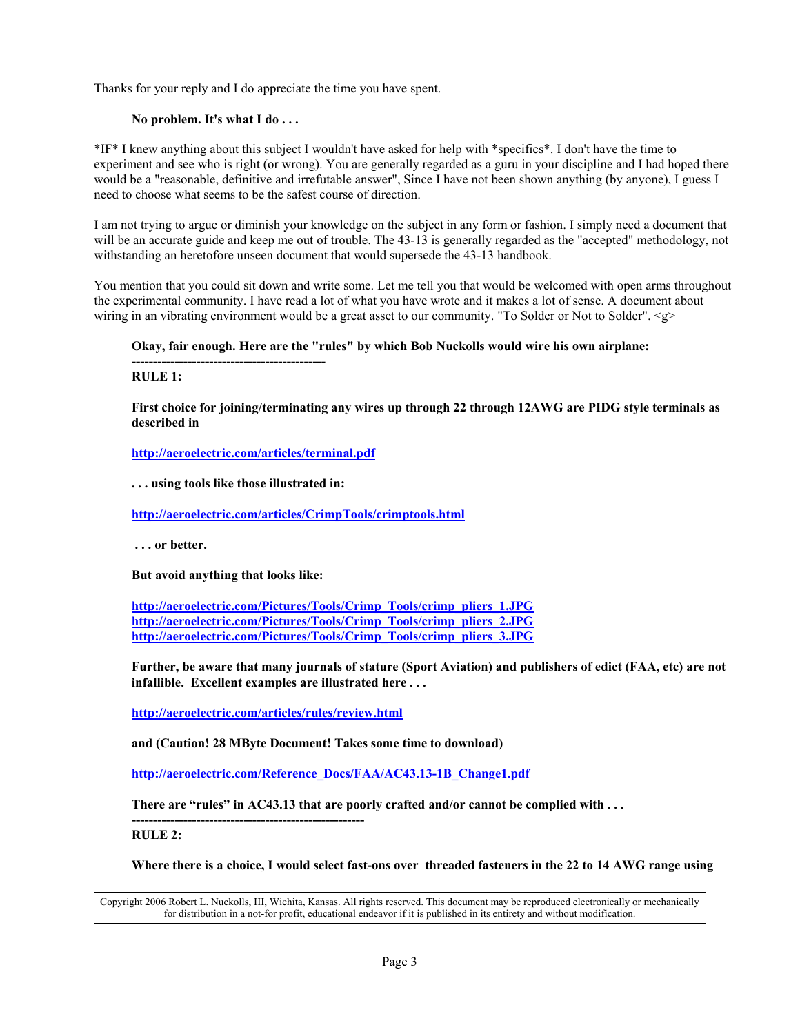Thanks for your reply and I do appreciate the time you have spent.

**No problem. It's what I do . . .**

*IF* I knew anything about this subject I wouldn't have asked for help with *specifics*. I don't have the time to experiment and see who is right (or wrong). You are generally regarded as a guru in your discipline and I had hoped there would be a "reasonable, definitive and irrefutable answer", Since I have not been shown anything (by anyone), I guess I need to choose what seems to be the safest course of direction.

I am not trying to argue or diminish your knowledge on the subject in any form or fashion. I simply need a document that will be an accurate guide and keep me out of trouble. The 43-13 is generally regarded as the "accepted" methodology, not withstanding an heretofore unseen document that would supersede the 43-13 handbook.

You mention that you could sit down and write some. Let me tell you that would be welcomed with open arms throughout the experimental community. I have read a lot of what you have wrote and it makes a lot of sense. A document about wiring in an vibrating environment would be a great asset to our community. "To Solder or Not to Solder". <g>

**Okay, fair enough. Here are the "rules" by which Bob Nuckolls would wire his own airplane:**

**---------------------------------------------**

**RULE 1:**

**First choice for joining/terminating any wires up through 22 through 12AWG are PIDG style terminals as described in**

**http://aeroelectric.com/articles/terminal.pdf**

**. . . using tools like those illustrated in:**

**http://aeroelectric.com/articles/CrimpTools/crimptools.html**

**. . . or better.**

**But avoid anything that looks like:**

**http://aeroelectric.com/Pictures/Tools/Crimp_Tools/crimp_pliers_1.JPG**
**http://aeroelectric.com/Pictures/Tools/Crimp_Tools/crimp_pliers_2.JPG**
**http://aeroelectric.com/Pictures/Tools/Crimp_Tools/crimp_pliers_3.JPG**

**Further, be aware that many journals of stature (Sport Aviation) and publishers of edict (FAA, etc) are not infallible. Excellent examples are illustrated here . . .**

**http://aeroelectric.com/articles/rules/review.html**

**and (Caution! 28 MByte Document! Takes some time to download)**

**http://aeroelectric.com/Reference_Docs/FAA/AC43.13-1B_Change1.pdf**

**There are "rules" in AC43.13 that are poorly crafted and/or cannot be complied with . . .**

**-----------------------------------------------------**

**RULE 2:**

**Where there is a choice, I would select fast-ons over threaded fasteners in the 22 to 14 AWG range using**

Copyright 2006 Robert L. Nuckolls, III, Wichita, Kansas. All rights reserved. This document may be reproduced electronically or mechanically for distribution in a not-for profit, educational endeavor if it is published in its entirety and without modification.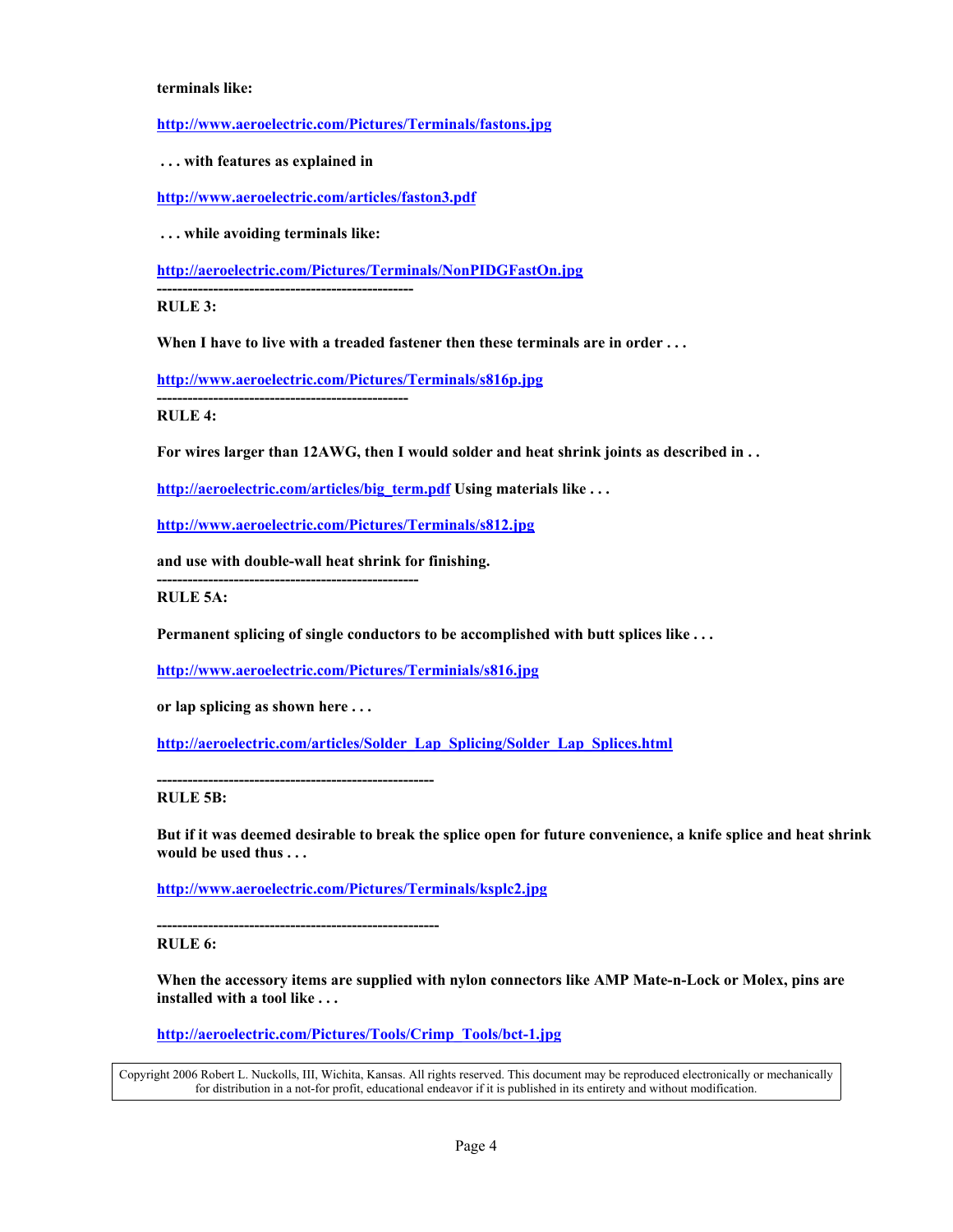**terminals like:**

**http://www.aeroelectric.com/Pictures/Terminals/fastons.jpg**

**. . . with features as explained in**

**http://www.aeroelectric.com/articles/faston3.pdf**

**. . . while avoiding terminals like:**

**http://aeroelectric.com/Pictures/Terminals/NonPIDGFastOn.jpg**

**--------------------------------------------------**

**RULE 3:**

**When I have to live with a treaded fastener then these terminals are in order . . .**

**http://www.aeroelectric.com/Pictures/Terminals/s816p.jpg**

**-------------------------------------------------**

**RULE 4:**

**For wires larger than 12AWG, then I would solder and heat shrink joints as described in . .**

**http://aeroelectric.com/articles/big_term.pdf Using materials like . . .**

**http://www.aeroelectric.com/Pictures/Terminals/s812.jpg**

**and use with double-wall heat shrink for finishing.**

**---------------------------------------------------**

**RULE 5A:**

**Permanent splicing of single conductors to be accomplished with butt splices like . . .**

**http://www.aeroelectric.com/Pictures/Terminials/s816.jpg**

**or lap splicing as shown here . . .**

**http://aeroelectric.com/articles/Solder_Lap_Splicing/Solder_Lap_Splices.html**

**-----------------------------------------------------**

**RULE 5B:**

**But if it was deemed desirable to break the splice open for future convenience, a knife splice and heat shrink would be used thus . . .**

**http://www.aeroelectric.com/Pictures/Terminals/ksplc2.jpg**

**------------------------------------------------------**

**RULE 6:**

**When the accessory items are supplied with nylon connectors like AMP Mate-n-Lock or Molex, pins are installed with a tool like . . .**

**http://aeroelectric.com/Pictures/Tools/Crimp_Tools/bct-1.jpg**

Copyright 2006 Robert L. Nuckolls, III, Wichita, Kansas. All rights reserved. This document may be reproduced electronically or mechanically for distribution in a not-for profit, educational endeavor if it is published in its entirety and without modification.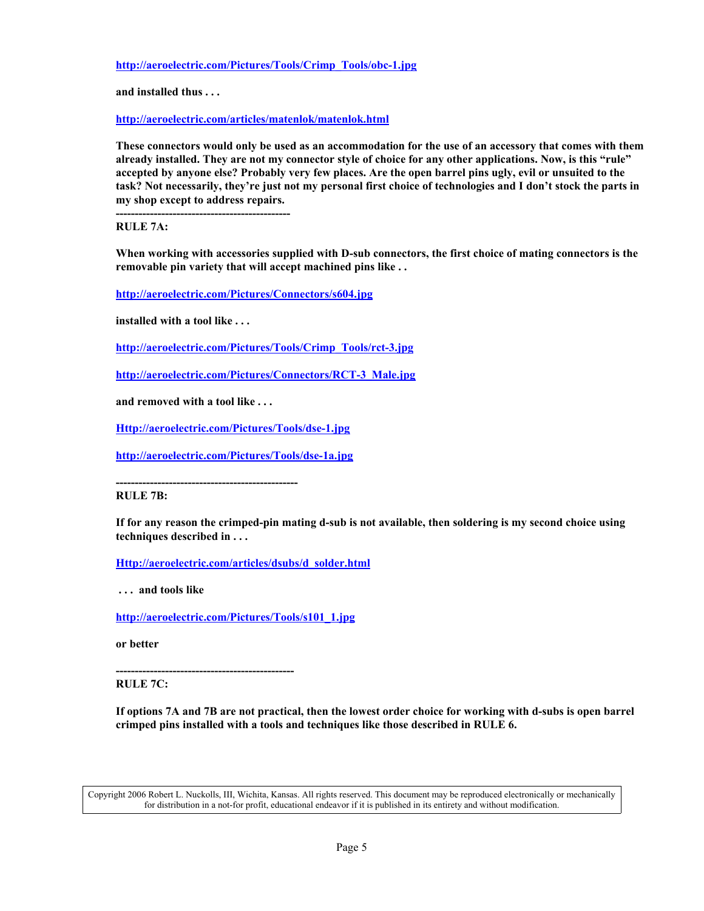**http://aeroelectric.com/Pictures/Tools/Crimp_Tools/obc-1.jpg**

**and installed thus . . .**

**http://aeroelectric.com/articles/matenlok/matenlok.html**

**These connectors would only be used as an accommodation for the use of an accessory that comes with them already installed. They are not my connector style of choice for any other applications. Now, is this "rule" accepted by anyone else? Probably very few places. Are the open barrel pins ugly, evil or unsuited to the task? Not necessarily, they're just not my personal first choice of technologies and I don't stock the parts in my shop except to address repairs.**

**----------------------------------------------**

**RULE 7A:**

**When working with accessories supplied with D-sub connectors, the first choice of mating connectors is the removable pin variety that will accept machined pins like . .**

**http://aeroelectric.com/Pictures/Connectors/s604.jpg**

**installed with a tool like . . .**

**http://aeroelectric.com/Pictures/Tools/Crimp_Tools/rct-3.jpg**

**http://aeroelectric.com/Pictures/Connectors/RCT-3_Male.jpg**

**and removed with a tool like . . .**

**Http://aeroelectric.com/Pictures/Tools/dse-1.jpg**

**http://aeroelectric.com/Pictures/Tools/dse-1a.jpg**

**----------------------------------------------**

**RULE 7B:**

**If for any reason the crimped-pin mating d-sub is not available, then soldering is my second choice using techniques described in . . .**

**Http://aeroelectric.com/articles/dsubs/d_solder.html**

**. . . and tools like**

**http://aeroelectric.com/Pictures/Tools/s101_1.jpg**

**or better**

**----------------------------------------------**

**RULE 7C:**

**If options 7A and 7B are not practical, then the lowest order choice for working with d-subs is open barrel crimped pins installed with a tools and techniques like those described in RULE 6.**

Copyright 2006 Robert L. Nuckolls, III, Wichita, Kansas. All rights reserved. This document may be reproduced electronically or mechanically for distribution in a not-for profit, educational endeavor if it is published in its entirety and without modification.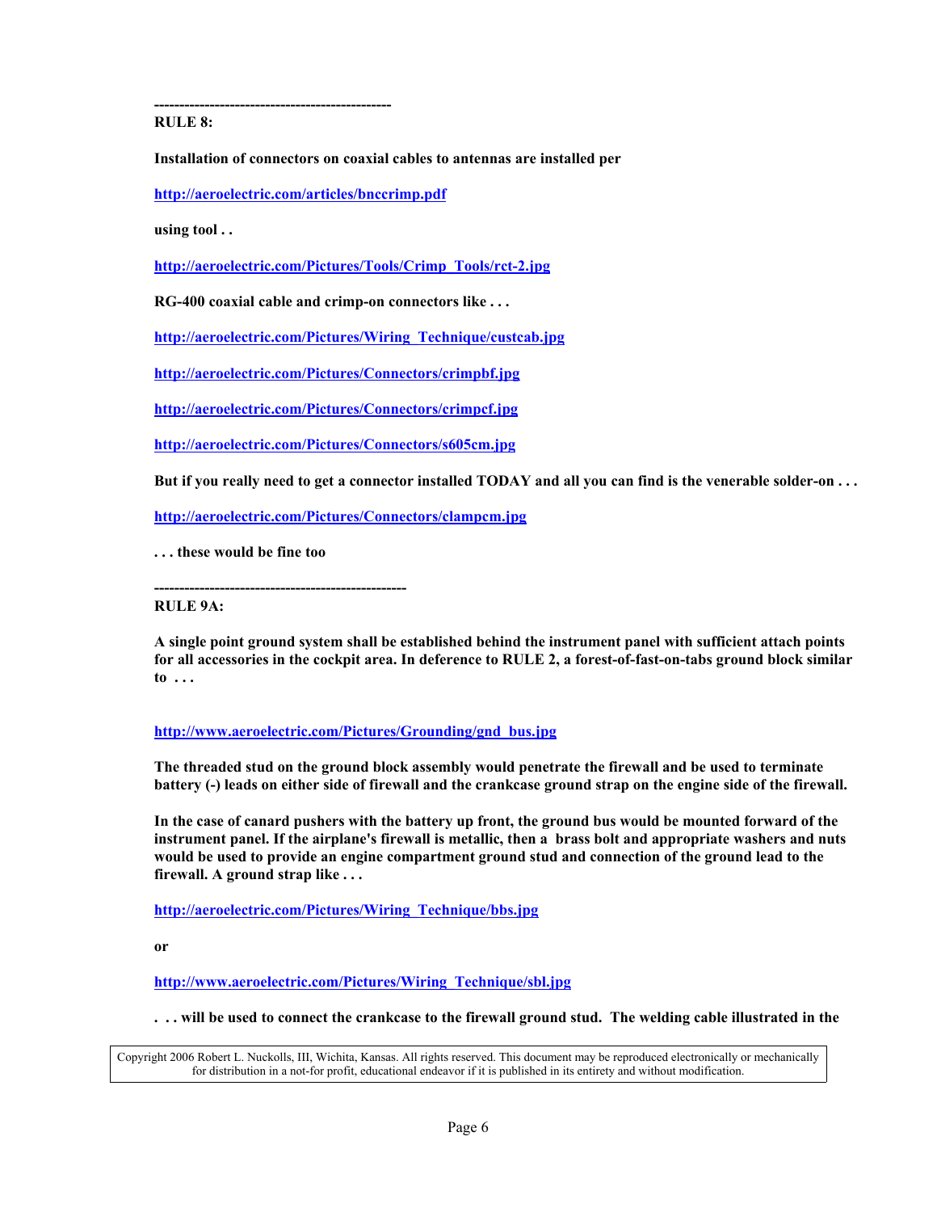-----------------------------------------------

**RULE 8:**

**Installation of connectors on coaxial cables to antennas are installed per**

**http://aeroelectric.com/articles/bnccrimp.pdf**

**using tool . .**

**http://aeroelectric.com/Pictures/Tools/Crimp_Tools/rct-2.jpg**

**RG-400 coaxial cable and crimp-on connectors like . . .**

**http://aeroelectric.com/Pictures/Wiring_Technique/custcab.jpg**

**http://aeroelectric.com/Pictures/Connectors/crimpbf.jpg**

**http://aeroelectric.com/Pictures/Connectors/crimpcf.jpg**

**http://aeroelectric.com/Pictures/Connectors/s605cm.jpg**

**But if you really need to get a connector installed TODAY and all you can find is the venerable solder-on . . .**

**http://aeroelectric.com/Pictures/Connectors/clampcm.jpg**

**. . . these would be fine too**

--------------------------------------------------

**RULE 9A:**

**A single point ground system shall be established behind the instrument panel with sufficient attach points for all accessories in the cockpit area. In deference to RULE 2, a forest-of-fast-on-tabs ground block similar to . . .**

**http://www.aeroelectric.com/Pictures/Grounding/gnd_bus.jpg**

**The threaded stud on the ground block assembly would penetrate the firewall and be used to terminate battery (-) leads on either side of firewall and the crankcase ground strap on the engine side of the firewall.**

**In the case of canard pushers with the battery up front, the ground bus would be mounted forward of the instrument panel. If the airplane's firewall is metallic, then a brass bolt and appropriate washers and nuts would be used to provide an engine compartment ground stud and connection of the ground lead to the firewall. A ground strap like . . .**

**http://aeroelectric.com/Pictures/Wiring_Technique/bbs.jpg**

**or**

**http://www.aeroelectric.com/Pictures/Wiring_Technique/sbl.jpg**

**. . . will be used to connect the crankcase to the firewall ground stud. The welding cable illustrated in the**

Copyright 2006 Robert L. Nuckolls, III, Wichita, Kansas. All rights reserved. This document may be reproduced electronically or mechanically for distribution in a not-for profit, educational endeavor if it is published in its entirety and without modification.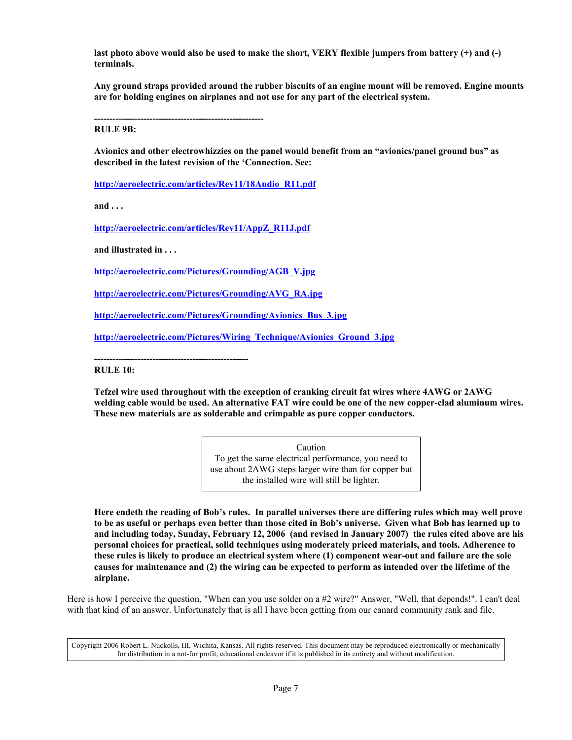**last photo above would also be used to make the short, VERY flexible jumpers from battery (+) and (-) terminals.**

**Any ground straps provided around the rubber biscuits of an engine mount will be removed. Engine mounts are for holding engines on airplanes and not use for any part of the electrical system.**

**--------------------------------------------------------**

**RULE 9B:**

**Avionics and other electrowhizzies on the panel would benefit from an "avionics/panel ground bus" as described in the latest revision of the 'Connection. See:**

**http://aeroelectric.com/articles/Rev11/18Audio_R11.pdf**

**and . . .**

**http://aeroelectric.com/articles/Rev11/AppZ_R11J.pdf**

**and illustrated in . . .**

**http://aeroelectric.com/Pictures/Grounding/AGB_V.jpg**

**http://aeroelectric.com/Pictures/Grounding/AVG_RA.jpg**

**http://aeroelectric.com/Pictures/Grounding/Avionics_Bus_3.jpg**

**http://aeroelectric.com/Pictures/Wiring_Technique/Avionics_Ground_3.jpg**

**--------------------------------------------------**

**RULE 10:**

**Tefzel wire used throughout with the exception of cranking circuit fat wires where 4AWG or 2AWG welding cable would be used. An alternative FAT wire could be one of the new copper-clad aluminum wires. These new materials are as solderable and crimpable as pure copper conductors.**

> Caution
> To get the same electrical performance, you need to use about 2AWG steps larger wire than for copper but the installed wire will still be lighter.

**Here endeth the reading of Bob's rules. In parallel universes there are differing rules which may well prove to be as useful or perhaps even better than those cited in Bob's universe. Given what Bob has learned up to and including today, Sunday, February 12, 2006 (and revised in January 2007) the rules cited above are his personal choices for practical, solid techniques using moderately priced materials, and tools. Adherence to these rules is likely to produce an electrical system where (1) component wear-out and failure are the sole causes for maintenance and (2) the wiring can be expected to perform as intended over the lifetime of the airplane.**

Here is how I perceive the question, "When can you use solder on a #2 wire?" Answer, "Well, that depends!". I can't deal with that kind of an answer. Unfortunately that is all I have been getting from our canard community rank and file.

Copyright 2006 Robert L. Nuckolls, III, Wichita, Kansas. All rights reserved. This document may be reproduced electronically or mechanically for distribution in a not-for profit, educational endeavor if it is published in its entirety and without modification.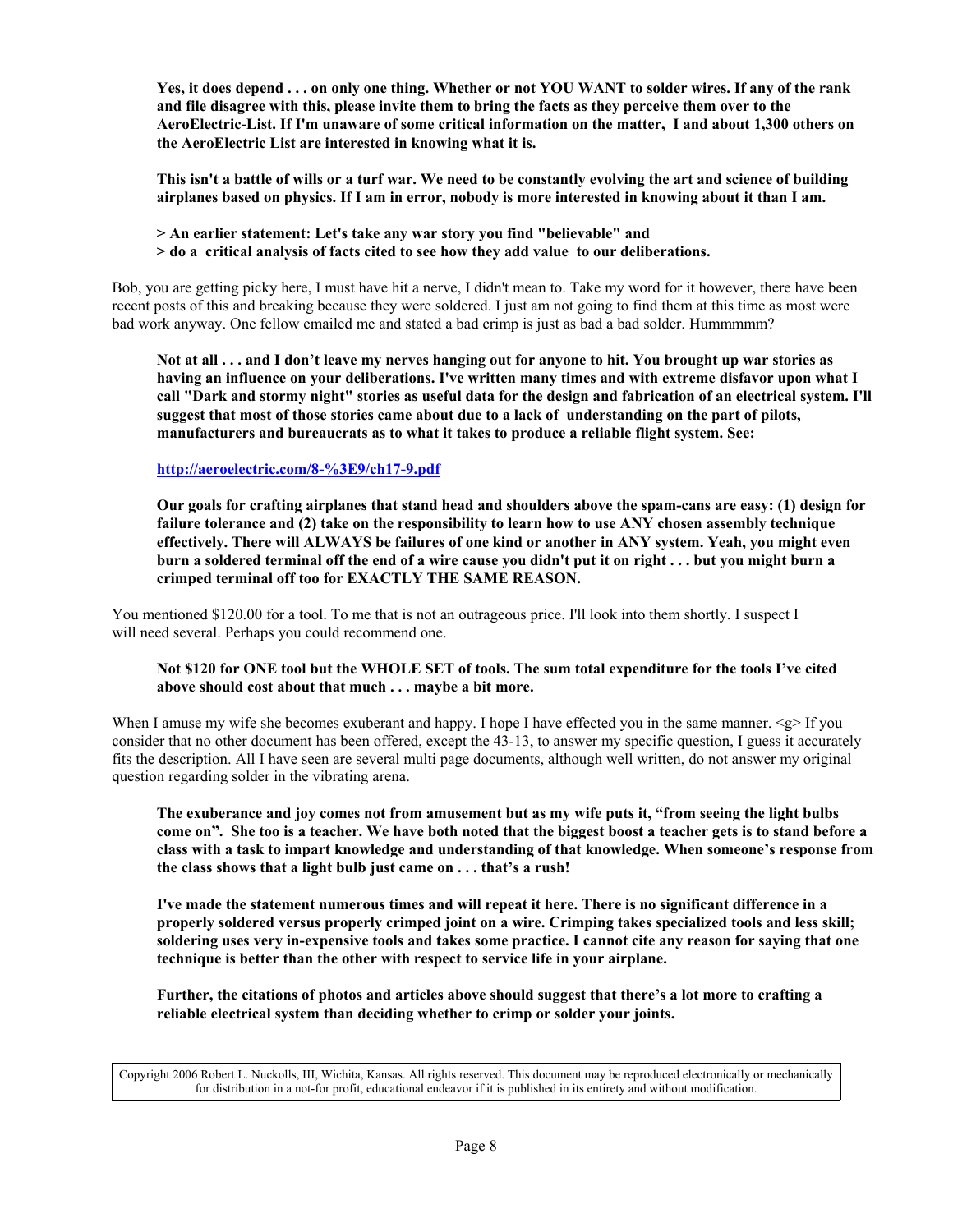**Yes, it does depend . . . on only one thing. Whether or not YOU WANT to solder wires. If any of the rank and file disagree with this, please invite them to bring the facts as they perceive them over to the AeroElectric-List. If I'm unaware of some critical information on the matter, I and about 1,300 others on the AeroElectric List are interested in knowing what it is.**

**This isn't a battle of wills or a turf war. We need to be constantly evolving the art and science of building airplanes based on physics. If I am in error, nobody is more interested in knowing about it than I am.**

**> An earlier statement: Let's take any war story you find "believable" and**
**> do a critical analysis of facts cited to see how they add value to our deliberations.**

Bob, you are getting picky here, I must have hit a nerve, I didn't mean to. Take my word for it however, there have been recent posts of this and breaking because they were soldered. I just am not going to find them at this time as most were bad work anyway. One fellow emailed me and stated a bad crimp is just as bad a bad solder. Hummmmm?

**Not at all . . . and I don't leave my nerves hanging out for anyone to hit. You brought up war stories as having an influence on your deliberations. I've written many times and with extreme disfavor upon what I call "Dark and stormy night" stories as useful data for the design and fabrication of an electrical system. I'll suggest that most of those stories came about due to a lack of understanding on the part of pilots, manufacturers and bureaucrats as to what it takes to produce a reliable flight system. See:**

**[http://aeroelectric.com/8-%3E9/ch17-9.pdf](http://aeroelectric.com/8-%3E9/ch17-9.pdf)**

**Our goals for crafting airplanes that stand head and shoulders above the spam-cans are easy: (1) design for failure tolerance and (2) take on the responsibility to learn how to use ANY chosen assembly technique effectively. There will ALWAYS be failures of one kind or another in ANY system. Yeah, you might even burn a soldered terminal off the end of a wire cause you didn't put it on right . . . but you might burn a crimped terminal off too for EXACTLY THE SAME REASON.**

You mentioned $120.00 for a tool. To me that is not an outrageous price. I'll look into them shortly. I suspect I will need several. Perhaps you could recommend one.

**Not $120 for ONE tool but the WHOLE SET of tools. The sum total expenditure for the tools I've cited above should cost about that much . . . maybe a bit more.**

When I amuse my wife she becomes exuberant and happy. I hope I have effected you in the same manner. <g> If you consider that no other document has been offered, except the 43-13, to answer my specific question, I guess it accurately fits the description. All I have seen are several multi page documents, although well written, do not answer my original question regarding solder in the vibrating arena.

**The exuberance and joy comes not from amusement but as my wife puts it, "from seeing the light bulbs come on". She too is a teacher. We have both noted that the biggest boost a teacher gets is to stand before a class with a task to impart knowledge and understanding of that knowledge. When someone's response from the class shows that a light bulb just came on . . . that's a rush!**

**I've made the statement numerous times and will repeat it here. There is no significant difference in a properly soldered versus properly crimped joint on a wire. Crimping takes specialized tools and less skill; soldering uses very in-expensive tools and takes some practice. I cannot cite any reason for saying that one technique is better than the other with respect to service life in your airplane.**

**Further, the citations of photos and articles above should suggest that there's a lot more to crafting a reliable electrical system than deciding whether to crimp or solder your joints.**

Copyright 2006 Robert L. Nuckolls, III, Wichita, Kansas. All rights reserved. This document may be reproduced electronically or mechanically for distribution in a not-for profit, educational endeavor if it is published in its entirety and without modification.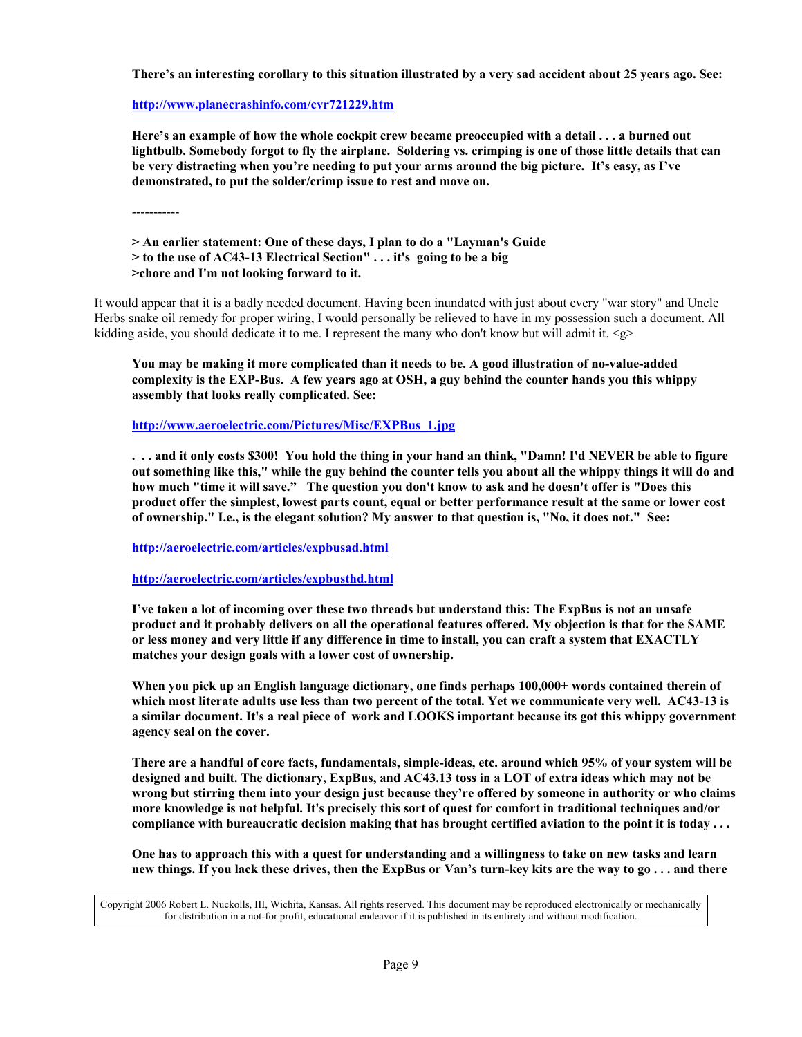**There's an interesting corollary to this situation illustrated by a very sad accident about 25 years ago. See:**

**http://www.planecrashinfo.com/cvr721229.htm**

**Here's an example of how the whole cockpit crew became preoccupied with a detail . . . a burned out lightbulb. Somebody forgot to fly the airplane. Soldering vs. crimping is one of those little details that can be very distracting when you're needing to put your arms around the big picture. It's easy, as I've demonstrated, to put the solder/crimp issue to rest and move on.**

-----------

**> An earlier statement: One of these days, I plan to do a "Layman's Guide**
**> to the use of AC43-13 Electrical Section" . . . it's going to be a big**
**>chore and I'm not looking forward to it.**

It would appear that it is a badly needed document. Having been inundated with just about every "war story" and Uncle Herbs snake oil remedy for proper wiring, I would personally be relieved to have in my possession such a document. All kidding aside, you should dedicate it to me. I represent the many who don't know but will admit it. <g>

**You may be making it more complicated than it needs to be. A good illustration of no-value-added complexity is the EXP-Bus. A few years ago at OSH, a guy behind the counter hands you this whippy assembly that looks really complicated. See:**

**http://www.aeroelectric.com/Pictures/Misc/EXPBus_1.jpg**

**. . . and it only costs $300! You hold the thing in your hand an think, "Damn! I'd NEVER be able to figure out something like this," while the guy behind the counter tells you about all the whippy things it will do and how much "time it will save." The question you don't know to ask and he doesn't offer is "Does this product offer the simplest, lowest parts count, equal or better performance result at the same or lower cost of ownership." I.e., is the elegant solution? My answer to that question is, "No, it does not." See:**

**http://aeroelectric.com/articles/expbusad.html**

**http://aeroelectric.com/articles/expbusthd.html**

**I've taken a lot of incoming over these two threads but understand this: The ExpBus is not an unsafe product and it probably delivers on all the operational features offered. My objection is that for the SAME or less money and very little if any difference in time to install, you can craft a system that EXACTLY matches your design goals with a lower cost of ownership.**

**When you pick up an English language dictionary, one finds perhaps 100,000+ words contained therein of which most literate adults use less than two percent of the total. Yet we communicate very well. AC43-13 is a similar document. It's a real piece of work and LOOKS important because its got this whippy government agency seal on the cover.**

**There are a handful of core facts, fundamentals, simple-ideas, etc. around which 95% of your system will be designed and built. The dictionary, ExpBus, and AC43.13 toss in a LOT of extra ideas which may not be wrong but stirring them into your design just because they're offered by someone in authority or who claims more knowledge is not helpful. It's precisely this sort of quest for comfort in traditional techniques and/or compliance with bureaucratic decision making that has brought certified aviation to the point it is today . . .**

**One has to approach this with a quest for understanding and a willingness to take on new tasks and learn new things. If you lack these drives, then the ExpBus or Van's turn-key kits are the way to go . . . and there**

Copyright 2006 Robert L. Nuckolls, III, Wichita, Kansas. All rights reserved. This document may be reproduced electronically or mechanically for distribution in a not-for profit, educational endeavor if it is published in its entirety and without modification.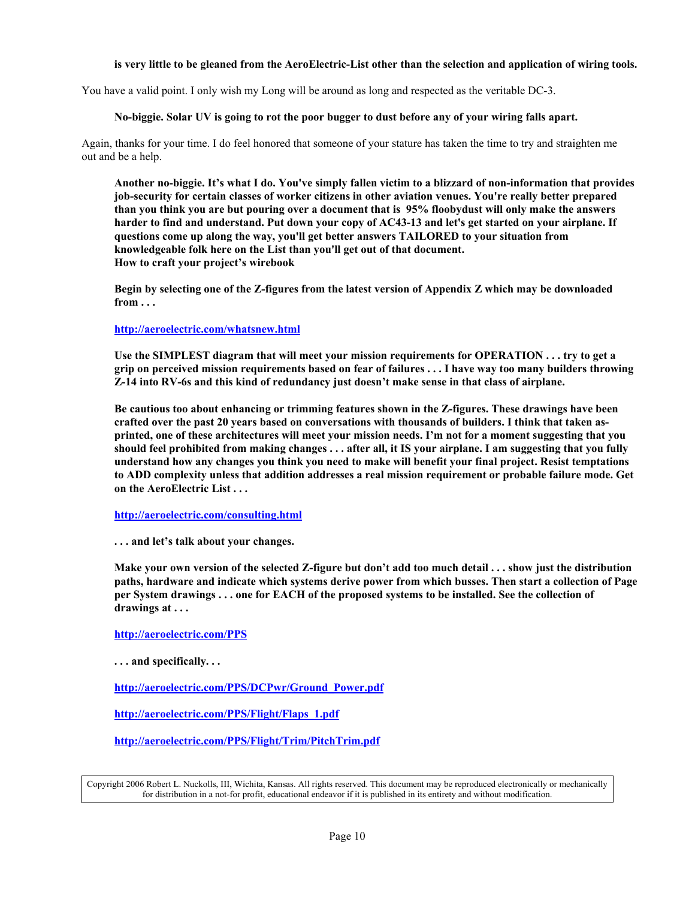**is very little to be gleaned from the AeroElectric-List other than the selection and application of wiring tools.**

You have a valid point. I only wish my Long will be around as long and respected as the veritable DC-3.

**No-biggie. Solar UV is going to rot the poor bugger to dust before any of your wiring falls apart.**

Again, thanks for your time. I do feel honored that someone of your stature has taken the time to try and straighten me out and be a help.

**Another no-biggie. It's what I do. You've simply fallen victim to a blizzard of non-information that provides job-security for certain classes of worker citizens in other aviation venues. You're really better prepared than you think you are but pouring over a document that is 95% floobydust will only make the answers harder to find and understand. Put down your copy of AC43-13 and let's get started on your airplane. If questions come up along the way, you'll get better answers TAILORED to your situation from knowledgeable folk here on the List than you'll get out of that document.**
**How to craft your project's wirebook**

**Begin by selecting one of the Z-figures from the latest version of Appendix Z which may be downloaded from . . .**

**http://aeroelectric.com/whatsnew.html**

**Use the SIMPLEST diagram that will meet your mission requirements for OPERATION . . . try to get a grip on perceived mission requirements based on fear of failures . . . I have way too many builders throwing Z-14 into RV-6s and this kind of redundancy just doesn't make sense in that class of airplane.**

**Be cautious too about enhancing or trimming features shown in the Z-figures. These drawings have been crafted over the past 20 years based on conversations with thousands of builders. I think that taken as-printed, one of these architectures will meet your mission needs. I'm not for a moment suggesting that you should feel prohibited from making changes . . . after all, it IS your airplane. I am suggesting that you fully understand how any changes you think you need to make will benefit your final project. Resist temptations to ADD complexity unless that addition addresses a real mission requirement or probable failure mode. Get on the AeroElectric List . . .**

**http://aeroelectric.com/consulting.html**

**. . . and let's talk about your changes.**

**Make your own version of the selected Z-figure but don't add too much detail . . . show just the distribution paths, hardware and indicate which systems derive power from which busses. Then start a collection of Page per System drawings . . . one for EACH of the proposed systems to be installed. See the collection of drawings at . . .**

**http://aeroelectric.com/PPS**

**. . . and specifically. . .**

**http://aeroelectric.com/PPS/DCPwr/Ground_Power.pdf**

**http://aeroelectric.com/PPS/Flight/Flaps_1.pdf**

**http://aeroelectric.com/PPS/Flight/Trim/PitchTrim.pdf**

Copyright 2006 Robert L. Nuckolls, III, Wichita, Kansas. All rights reserved. This document may be reproduced electronically or mechanically for distribution in a not-for profit, educational endeavor if it is published in its entirety and without modification.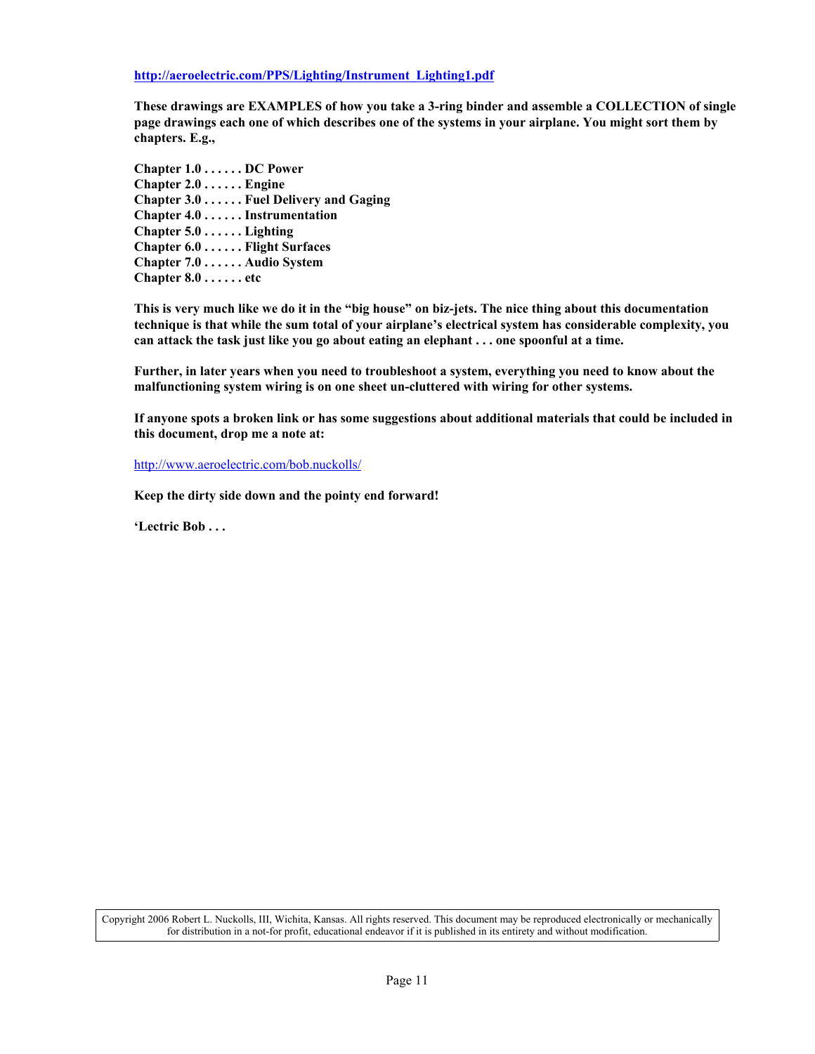**http://aeroelectric.com/PPS/Lighting/Instrument_Lighting1.pdf**

**These drawings are EXAMPLES of how you take a 3-ring binder and assemble a COLLECTION of single page drawings each one of which describes one of the systems in your airplane. You might sort them by chapters. E.g.,**

**Chapter 1.0 . . . . . . DC Power**
**Chapter 2.0 . . . . . . Engine**
**Chapter 3.0 . . . . . . Fuel Delivery and Gaging**
**Chapter 4.0 . . . . . . Instrumentation**
**Chapter 5.0 . . . . . . Lighting**
**Chapter 6.0 . . . . . . Flight Surfaces**
**Chapter 7.0 . . . . . . Audio System**
**Chapter 8.0 . . . . . . etc**

**This is very much like we do it in the "big house" on biz-jets. The nice thing about this documentation technique is that while the sum total of your airplane's electrical system has considerable complexity, you can attack the task just like you go about eating an elephant . . . one spoonful at a time.**

**Further, in later years when you need to troubleshoot a system, everything you need to know about the malfunctioning system wiring is on one sheet un-cluttered with wiring for other systems.**

**If anyone spots a broken link or has some suggestions about additional materials that could be included in this document, drop me a note at:**

http://www.aeroelectric.com/bob.nuckolls/

**Keep the dirty side down and the pointy end forward!**

**'Lectric Bob . . .**

Copyright 2006 Robert L. Nuckolls, III, Wichita, Kansas. All rights reserved. This document may be reproduced electronically or mechanically for distribution in a not-for profit, educational endeavor if it is published in its entirety and without modification.